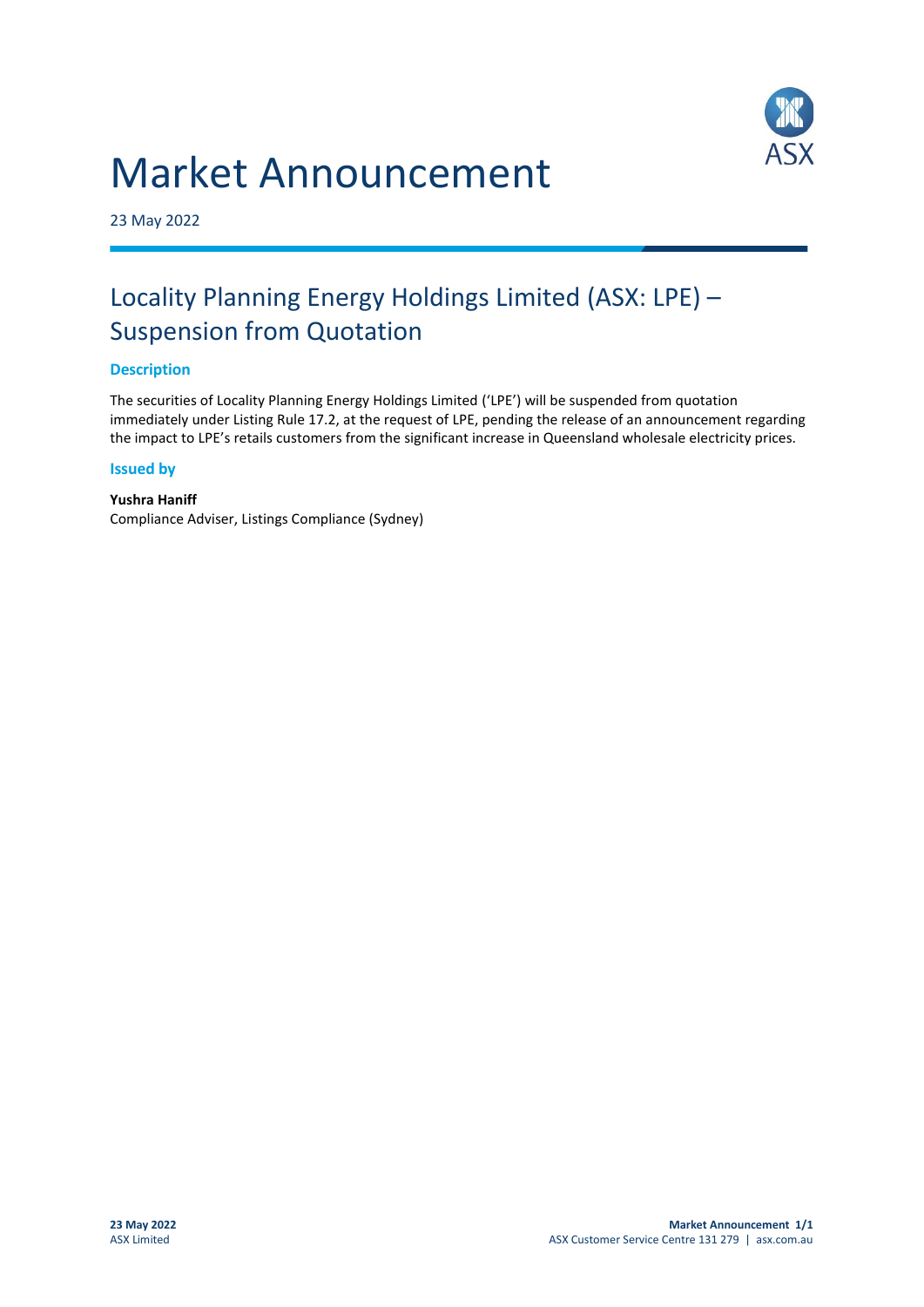# Market Announcement

23 May 2022

## Locality Planning Energy Holdings Limited (ASX: LPE) – Suspension from Quotation

### Description

The securities of Locality Planning Energy Holdings Limited ('LPE') will be suspended from quotation immediately under Listing Rule 17.2, at the request of LPE, pending the release of an announcement regarding the impact to LPE's retails customers from the significant increase in Queensland wholesale electricity prices.

### Issued by

**Yushra Haniff**
Compliance Adviser, Listings Compliance (Sydney)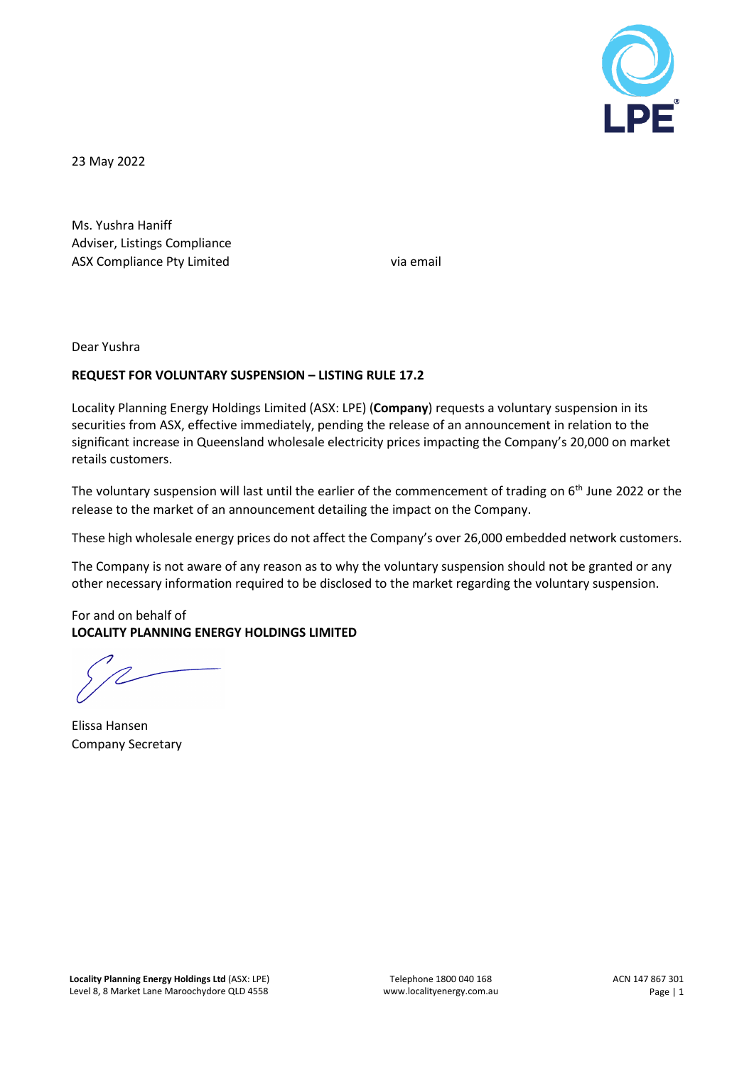23 May 2022

Ms. Yushra Haniff
Adviser, Listings Compliance
ASX Compliance Pty Limited

via email

Dear Yushra

**REQUEST FOR VOLUNTARY SUSPENSION – LISTING RULE 17.2**

Locality Planning Energy Holdings Limited (ASX: LPE) (**Company**) requests a voluntary suspension in its securities from ASX, effective immediately, pending the release of an announcement in relation to the significant increase in Queensland wholesale electricity prices impacting the Company's 20,000 on market retails customers.

The voluntary suspension will last until the earlier of the commencement of trading on 6th June 2022 or the release to the market of an announcement detailing the impact on the Company.

These high wholesale energy prices do not affect the Company's over 26,000 embedded network customers.

The Company is not aware of any reason as to why the voluntary suspension should not be granted or any other necessary information required to be disclosed to the market regarding the voluntary suspension.

For and on behalf of
**LOCALITY PLANNING ENERGY HOLDINGS LIMITED**

Elissa Hansen
Company Secretary

**Locality Planning Energy Holdings Ltd** (ASX: LPE)
Level 8, 8 Market Lane Maroochydore QLD 4558

Telephone 1800 040 168
www.localityenergy.com.au

ACN 147 867 301